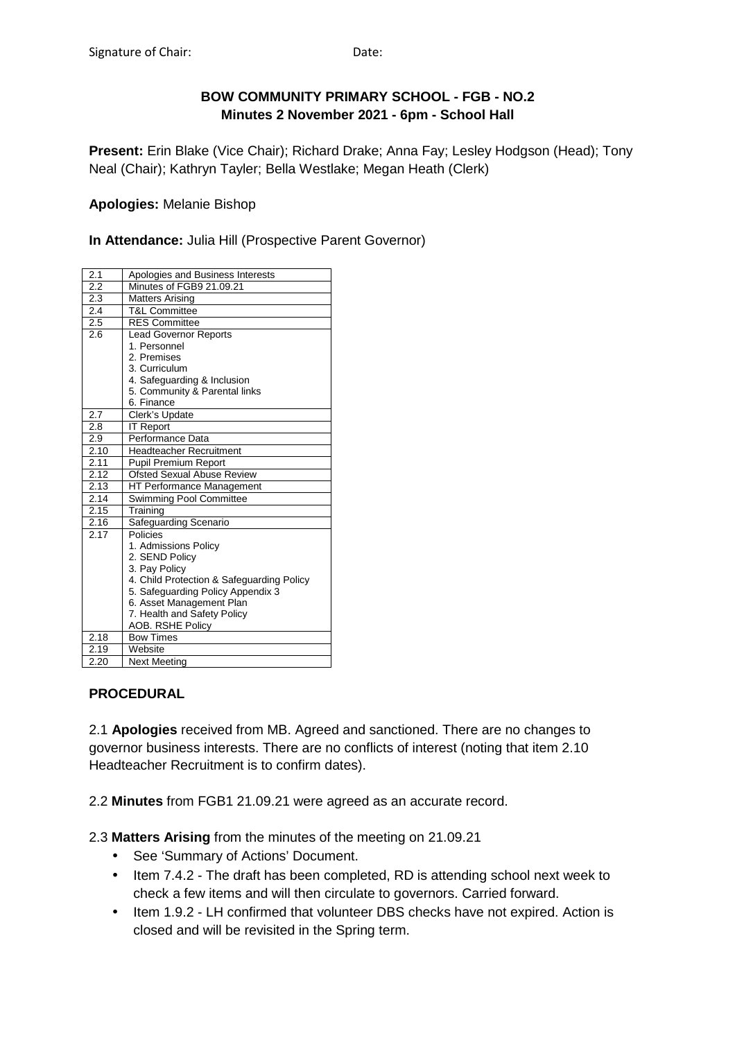Signature of Chair: Date:

**BOW COMMUNITY PRIMARY SCHOOL - FGB - NO.2**
**Minutes 2 November 2021 - 6pm - School Hall**

**Present:** Erin Blake (Vice Chair); Richard Drake; Anna Fay; Lesley Hodgson (Head); Tony Neal (Chair); Kathryn Tayler; Bella Westlake; Megan Heath (Clerk)

**Apologies:** Melanie Bishop

**In Attendance:** Julia Hill (Prospective Parent Governor)

| | |
|---|---|
| 2.1 | Apologies and Business Interests |
| 2.2 | Minutes of FGB9 21.09.21 |
| 2.3 | Matters Arising |
| 2.4 | T&L Committee |
| 2.5 | RES Committee |
| 2.6 | Lead Governor Reports<br>1. Personnel<br>2. Premises<br>3. Curriculum<br>4. Safeguarding & Inclusion<br>5. Community & Parental links<br>6. Finance |
| 2.7 | Clerk's Update |
| 2.8 | IT Report |
| 2.9 | Performance Data |
| 2.10 | Headteacher Recruitment |
| 2.11 | Pupil Premium Report |
| 2.12 | Ofsted Sexual Abuse Review |
| 2.13 | HT Performance Management |
| 2.14 | Swimming Pool Committee |
| 2.15 | Training |
| 2.16 | Safeguarding Scenario |
| 2.17 | Policies<br>1. Admissions Policy<br>2. SEND Policy<br>3. Pay Policy<br>4. Child Protection & Safeguarding Policy<br>5. Safeguarding Policy Appendix 3<br>6. Asset Management Plan<br>7. Health and Safety Policy<br>AOB. RSHE Policy |
| 2.18 | Bow Times |
| 2.19 | Website |
| 2.20 | Next Meeting |

**PROCEDURAL**

2.1 **Apologies** received from MB. Agreed and sanctioned. There are no changes to governor business interests. There are no conflicts of interest (noting that item 2.10 Headteacher Recruitment is to confirm dates).

2.2 **Minutes** from FGB1 21.09.21 were agreed as an accurate record.

2.3 **Matters Arising** from the minutes of the meeting on 21.09.21

- See 'Summary of Actions' Document.
- Item 7.4.2 - The draft has been completed, RD is attending school next week to check a few items and will then circulate to governors. Carried forward.
- Item 1.9.2 - LH confirmed that volunteer DBS checks have not expired. Action is closed and will be revisited in the Spring term.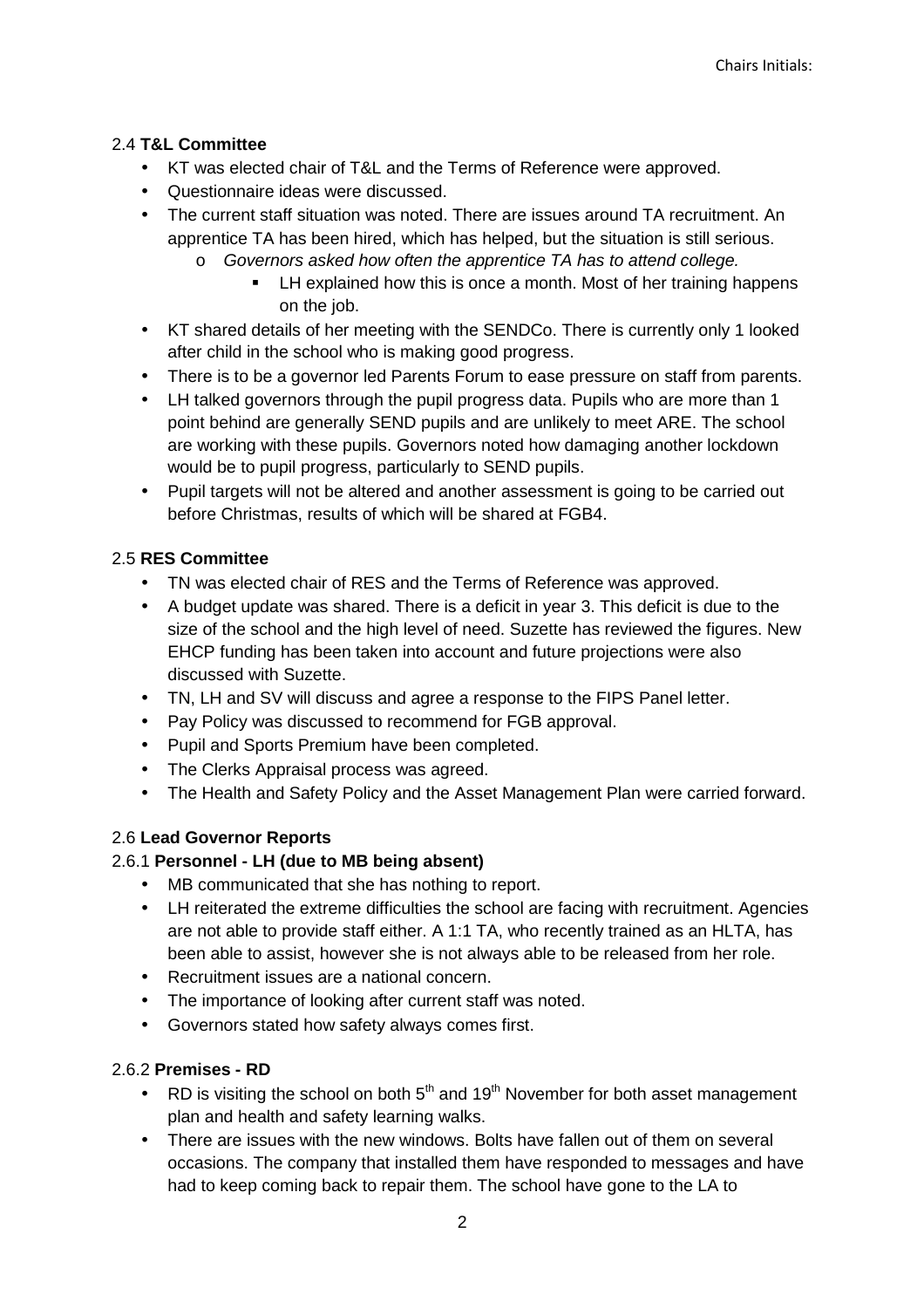2.4 **T&L Committee**

- KT was elected chair of T&L and the Terms of Reference were approved.
- Questionnaire ideas were discussed.
- The current staff situation was noted. There are issues around TA recruitment. An apprentice TA has been hired, which has helped, but the situation is still serious.
  - *Governors asked how often the apprentice TA has to attend college.*
    - LH explained how this is once a month. Most of her training happens on the job.
- KT shared details of her meeting with the SENDCo. There is currently only 1 looked after child in the school who is making good progress.
- There is to be a governor led Parents Forum to ease pressure on staff from parents.
- LH talked governors through the pupil progress data. Pupils who are more than 1 point behind are generally SEND pupils and are unlikely to meet ARE. The school are working with these pupils. Governors noted how damaging another lockdown would be to pupil progress, particularly to SEND pupils.
- Pupil targets will not be altered and another assessment is going to be carried out before Christmas, results of which will be shared at FGB4.

2.5 **RES Committee**

- TN was elected chair of RES and the Terms of Reference was approved.
- A budget update was shared. There is a deficit in year 3. This deficit is due to the size of the school and the high level of need. Suzette has reviewed the figures. New EHCP funding has been taken into account and future projections were also discussed with Suzette.
- TN, LH and SV will discuss and agree a response to the FIPS Panel letter.
- Pay Policy was discussed to recommend for FGB approval.
- Pupil and Sports Premium have been completed.
- The Clerks Appraisal process was agreed.
- The Health and Safety Policy and the Asset Management Plan were carried forward.

2.6 **Lead Governor Reports**

2.6.1 **Personnel - LH (due to MB being absent)**

- MB communicated that she has nothing to report.
- LH reiterated the extreme difficulties the school are facing with recruitment. Agencies are not able to provide staff either. A 1:1 TA, who recently trained as an HLTA, has been able to assist, however she is not always able to be released from her role.
- Recruitment issues are a national concern.
- The importance of looking after current staff was noted.
- Governors stated how safety always comes first.

2.6.2 **Premises - RD**

- RD is visiting the school on both 5th and 19th November for both asset management plan and health and safety learning walks.
- There are issues with the new windows. Bolts have fallen out of them on several occasions. The company that installed them have responded to messages and have had to keep coming back to repair them. The school have gone to the LA to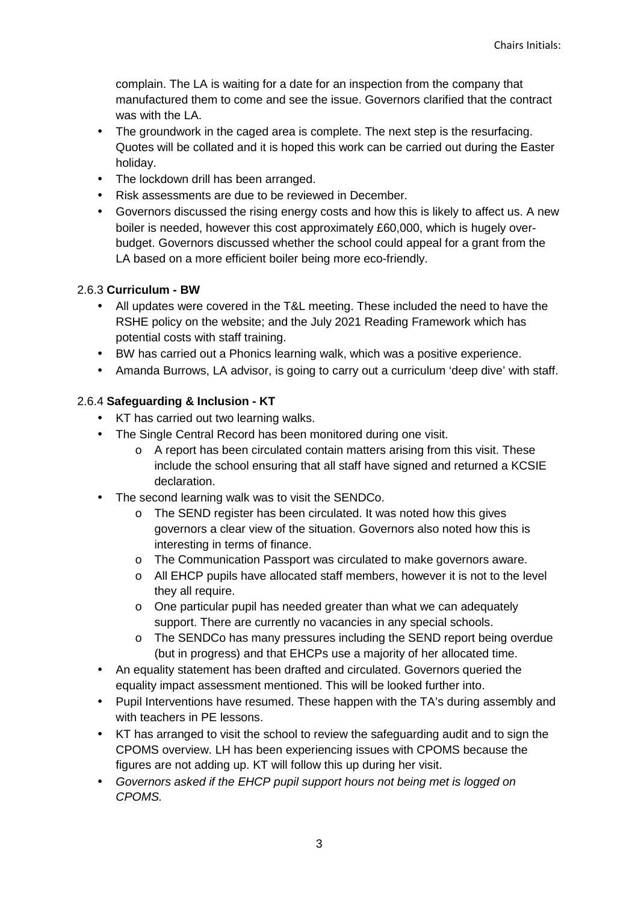complain. The LA is waiting for a date for an inspection from the company that manufactured them to come and see the issue. Governors clarified that the contract was with the LA.

- The groundwork in the caged area is complete. The next step is the resurfacing. Quotes will be collated and it is hoped this work can be carried out during the Easter holiday.
- The lockdown drill has been arranged.
- Risk assessments are due to be reviewed in December.
- Governors discussed the rising energy costs and how this is likely to affect us. A new boiler is needed, however this cost approximately £60,000, which is hugely over-budget. Governors discussed whether the school could appeal for a grant from the LA based on a more efficient boiler being more eco-friendly.

2.6.3 **Curriculum - BW**

- All updates were covered in the T&L meeting. These included the need to have the RSHE policy on the website; and the July 2021 Reading Framework which has potential costs with staff training.
- BW has carried out a Phonics learning walk, which was a positive experience.
- Amanda Burrows, LA advisor, is going to carry out a curriculum 'deep dive' with staff.

2.6.4 **Safeguarding & Inclusion - KT**

- KT has carried out two learning walks.
- The Single Central Record has been monitored during one visit.
  - A report has been circulated contain matters arising from this visit. These include the school ensuring that all staff have signed and returned a KCSIE declaration.
- The second learning walk was to visit the SENDCo.
  - The SEND register has been circulated. It was noted how this gives governors a clear view of the situation. Governors also noted how this is interesting in terms of finance.
  - The Communication Passport was circulated to make governors aware.
  - All EHCP pupils have allocated staff members, however it is not to the level they all require.
  - One particular pupil has needed greater than what we can adequately support. There are currently no vacancies in any special schools.
  - The SENDCo has many pressures including the SEND report being overdue (but in progress) and that EHCPs use a majority of her allocated time.
- An equality statement has been drafted and circulated. Governors queried the equality impact assessment mentioned. This will be looked further into.
- Pupil Interventions have resumed. These happen with the TA's during assembly and with teachers in PE lessons.
- KT has arranged to visit the school to review the safeguarding audit and to sign the CPOMS overview. LH has been experiencing issues with CPOMS because the figures are not adding up. KT will follow this up during her visit.
- *Governors asked if the EHCP pupil support hours not being met is logged on CPOMS.*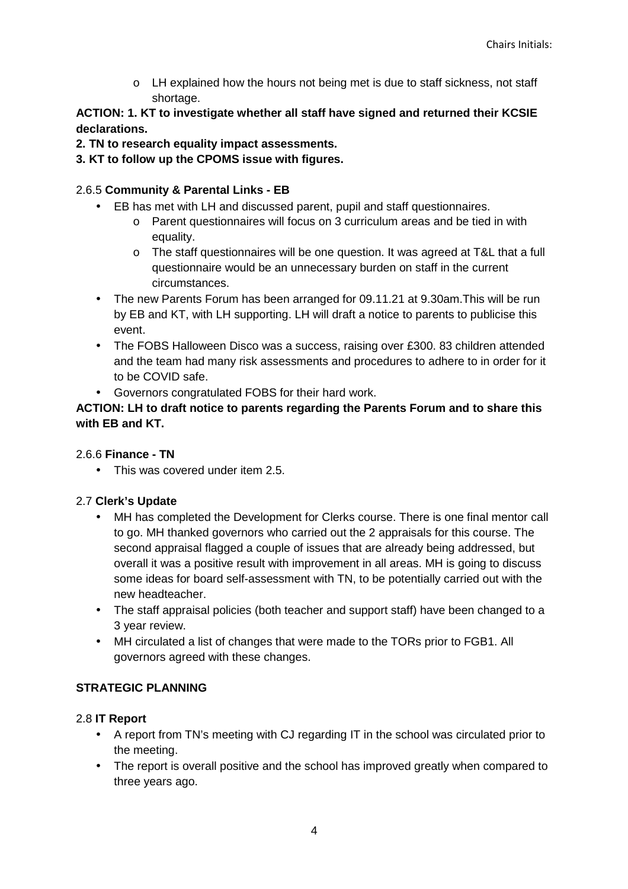- LH explained how the hours not being met is due to staff sickness, not staff shortage.

**ACTION: 1. KT to investigate whether all staff have signed and returned their KCSIE declarations.**

**2. TN to research equality impact assessments.**

**3. KT to follow up the CPOMS issue with figures.**

2.6.5 **Community & Parental Links - EB**

- EB has met with LH and discussed parent, pupil and staff questionnaires.
  - Parent questionnaires will focus on 3 curriculum areas and be tied in with equality.
  - The staff questionnaires will be one question. It was agreed at T&L that a full questionnaire would be an unnecessary burden on staff in the current circumstances.
- The new Parents Forum has been arranged for 09.11.21 at 9.30am.This will be run by EB and KT, with LH supporting. LH will draft a notice to parents to publicise this event.
- The FOBS Halloween Disco was a success, raising over £300. 83 children attended and the team had many risk assessments and procedures to adhere to in order for it to be COVID safe.
- Governors congratulated FOBS for their hard work.

**ACTION: LH to draft notice to parents regarding the Parents Forum and to share this with EB and KT.**

2.6.6 **Finance - TN**

- This was covered under item 2.5.

2.7 **Clerk's Update**

- MH has completed the Development for Clerks course. There is one final mentor call to go. MH thanked governors who carried out the 2 appraisals for this course. The second appraisal flagged a couple of issues that are already being addressed, but overall it was a positive result with improvement in all areas. MH is going to discuss some ideas for board self-assessment with TN, to be potentially carried out with the new headteacher.
- The staff appraisal policies (both teacher and support staff) have been changed to a 3 year review.
- MH circulated a list of changes that were made to the TORs prior to FGB1. All governors agreed with these changes.

**STRATEGIC PLANNING**

2.8 **IT Report**

- A report from TN's meeting with CJ regarding IT in the school was circulated prior to the meeting.
- The report is overall positive and the school has improved greatly when compared to three years ago.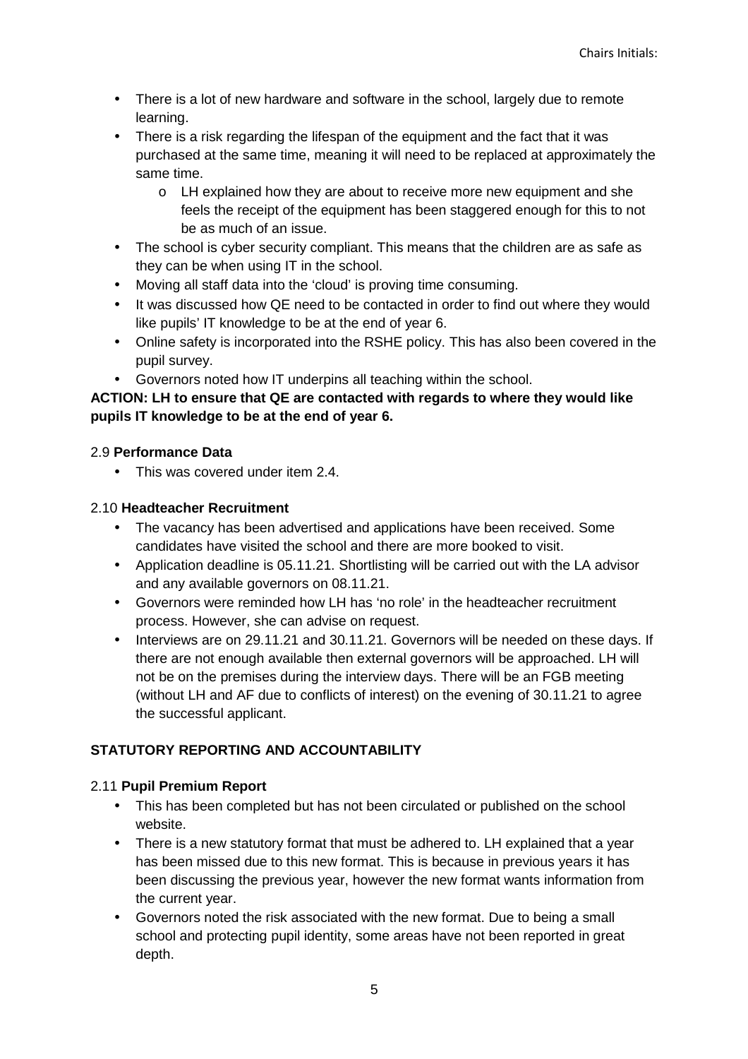- There is a lot of new hardware and software in the school, largely due to remote learning.
- There is a risk regarding the lifespan of the equipment and the fact that it was purchased at the same time, meaning it will need to be replaced at approximately the same time.
  - LH explained how they are about to receive more new equipment and she feels the receipt of the equipment has been staggered enough for this to not be as much of an issue.
- The school is cyber security compliant. This means that the children are as safe as they can be when using IT in the school.
- Moving all staff data into the 'cloud' is proving time consuming.
- It was discussed how QE need to be contacted in order to find out where they would like pupils' IT knowledge to be at the end of year 6.
- Online safety is incorporated into the RSHE policy. This has also been covered in the pupil survey.
- Governors noted how IT underpins all teaching within the school.

**ACTION: LH to ensure that QE are contacted with regards to where they would like pupils IT knowledge to be at the end of year 6.**

2.9 **Performance Data**

- This was covered under item 2.4.

2.10 **Headteacher Recruitment**

- The vacancy has been advertised and applications have been received. Some candidates have visited the school and there are more booked to visit.
- Application deadline is 05.11.21. Shortlisting will be carried out with the LA advisor and any available governors on 08.11.21.
- Governors were reminded how LH has 'no role' in the headteacher recruitment process. However, she can advise on request.
- Interviews are on 29.11.21 and 30.11.21. Governors will be needed on these days. If there are not enough available then external governors will be approached. LH will not be on the premises during the interview days. There will be an FGB meeting (without LH and AF due to conflicts of interest) on the evening of 30.11.21 to agree the successful applicant.

**STATUTORY REPORTING AND ACCOUNTABILITY**

2.11 **Pupil Premium Report**

- This has been completed but has not been circulated or published on the school website.
- There is a new statutory format that must be adhered to. LH explained that a year has been missed due to this new format. This is because in previous years it has been discussing the previous year, however the new format wants information from the current year.
- Governors noted the risk associated with the new format. Due to being a small school and protecting pupil identity, some areas have not been reported in great depth.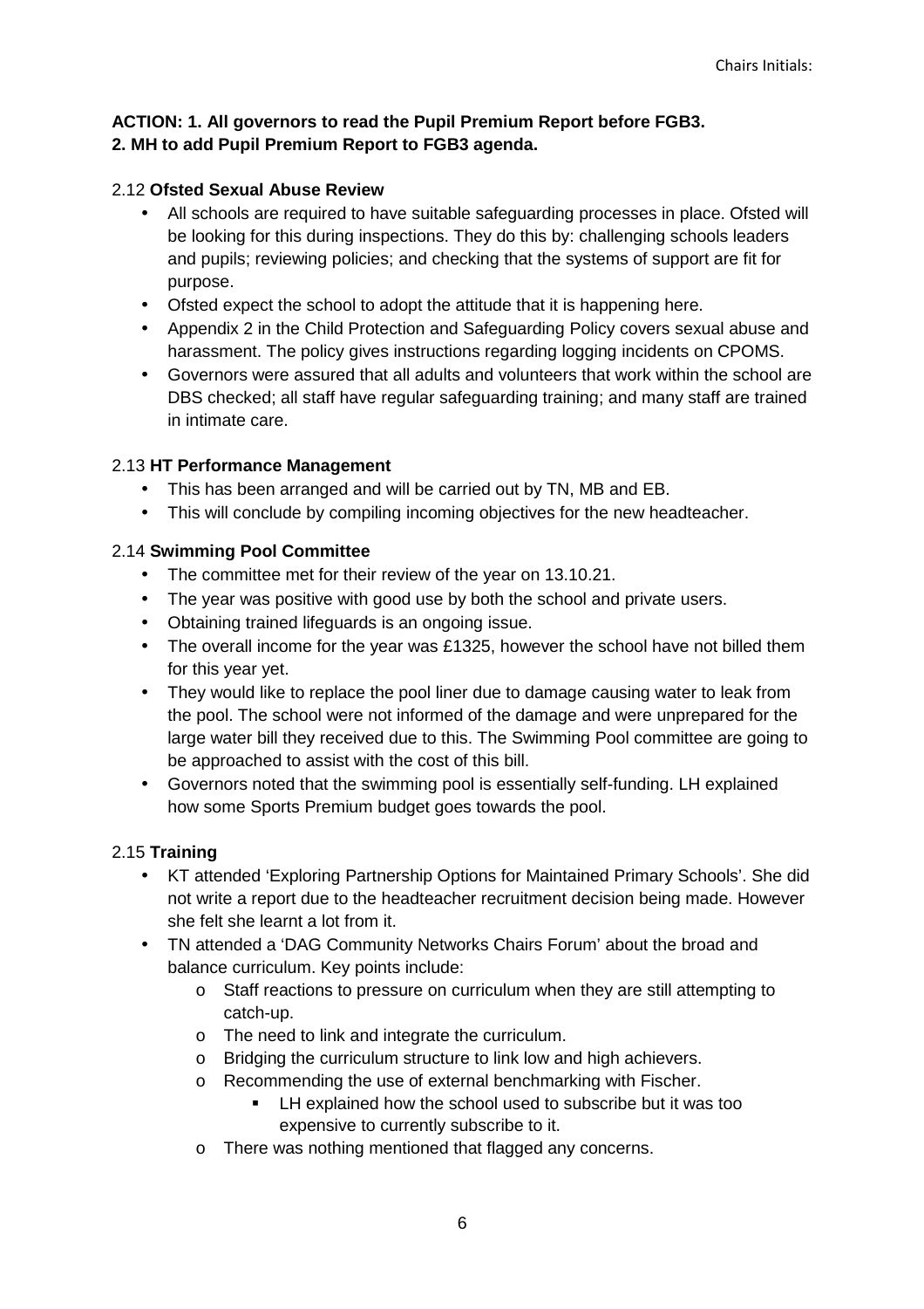**ACTION: 1. All governors to read the Pupil Premium Report before FGB3.**
**2. MH to add Pupil Premium Report to FGB3 agenda.**

2.12 **Ofsted Sexual Abuse Review**

- All schools are required to have suitable safeguarding processes in place. Ofsted will be looking for this during inspections. They do this by: challenging schools leaders and pupils; reviewing policies; and checking that the systems of support are fit for purpose.
- Ofsted expect the school to adopt the attitude that it is happening here.
- Appendix 2 in the Child Protection and Safeguarding Policy covers sexual abuse and harassment. The policy gives instructions regarding logging incidents on CPOMS.
- Governors were assured that all adults and volunteers that work within the school are DBS checked; all staff have regular safeguarding training; and many staff are trained in intimate care.

2.13 **HT Performance Management**

- This has been arranged and will be carried out by TN, MB and EB.
- This will conclude by compiling incoming objectives for the new headteacher.

2.14 **Swimming Pool Committee**

- The committee met for their review of the year on 13.10.21.
- The year was positive with good use by both the school and private users.
- Obtaining trained lifeguards is an ongoing issue.
- The overall income for the year was £1325, however the school have not billed them for this year yet.
- They would like to replace the pool liner due to damage causing water to leak from the pool. The school were not informed of the damage and were unprepared for the large water bill they received due to this. The Swimming Pool committee are going to be approached to assist with the cost of this bill.
- Governors noted that the swimming pool is essentially self-funding. LH explained how some Sports Premium budget goes towards the pool.

2.15 **Training**

- KT attended 'Exploring Partnership Options for Maintained Primary Schools'. She did not write a report due to the headteacher recruitment decision being made. However she felt she learnt a lot from it.
- TN attended a 'DAG Community Networks Chairs Forum' about the broad and balance curriculum. Key points include:
  - Staff reactions to pressure on curriculum when they are still attempting to catch-up.
  - The need to link and integrate the curriculum.
  - Bridging the curriculum structure to link low and high achievers.
  - Recommending the use of external benchmarking with Fischer.
    - LH explained how the school used to subscribe but it was too expensive to currently subscribe to it.
  - There was nothing mentioned that flagged any concerns.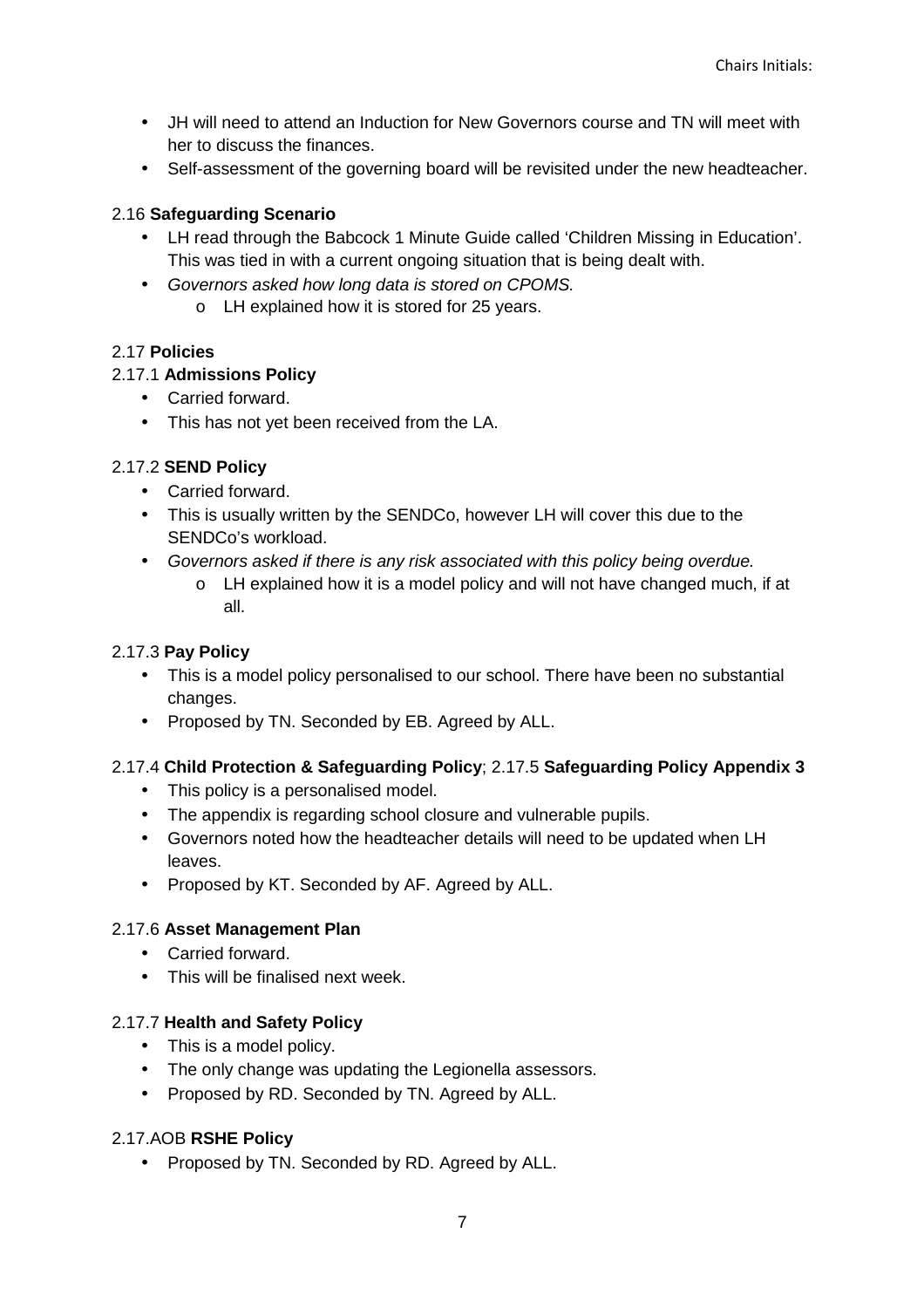- JH will need to attend an Induction for New Governors course and TN will meet with her to discuss the finances.
- Self-assessment of the governing board will be revisited under the new headteacher.

2.16 **Safeguarding Scenario**

- LH read through the Babcock 1 Minute Guide called 'Children Missing in Education'. This was tied in with a current ongoing situation that is being dealt with.
- *Governors asked how long data is stored on CPOMS.*
  - LH explained how it is stored for 25 years.

2.17 **Policies**

2.17.1 **Admissions Policy**

- Carried forward.
- This has not yet been received from the LA.

2.17.2 **SEND Policy**

- Carried forward.
- This is usually written by the SENDCo, however LH will cover this due to the SENDCo's workload.
- *Governors asked if there is any risk associated with this policy being overdue.*
  - LH explained how it is a model policy and will not have changed much, if at all.

2.17.3 **Pay Policy**

- This is a model policy personalised to our school. There have been no substantial changes.
- Proposed by TN. Seconded by EB. Agreed by ALL.

2.17.4 **Child Protection & Safeguarding Policy**; 2.17.5 **Safeguarding Policy Appendix 3**

- This policy is a personalised model.
- The appendix is regarding school closure and vulnerable pupils.
- Governors noted how the headteacher details will need to be updated when LH leaves.
- Proposed by KT. Seconded by AF. Agreed by ALL.

2.17.6 **Asset Management Plan**

- Carried forward.
- This will be finalised next week.

2.17.7 **Health and Safety Policy**

- This is a model policy.
- The only change was updating the Legionella assessors.
- Proposed by RD. Seconded by TN. Agreed by ALL.

2.17.AOB **RSHE Policy**

- Proposed by TN. Seconded by RD. Agreed by ALL.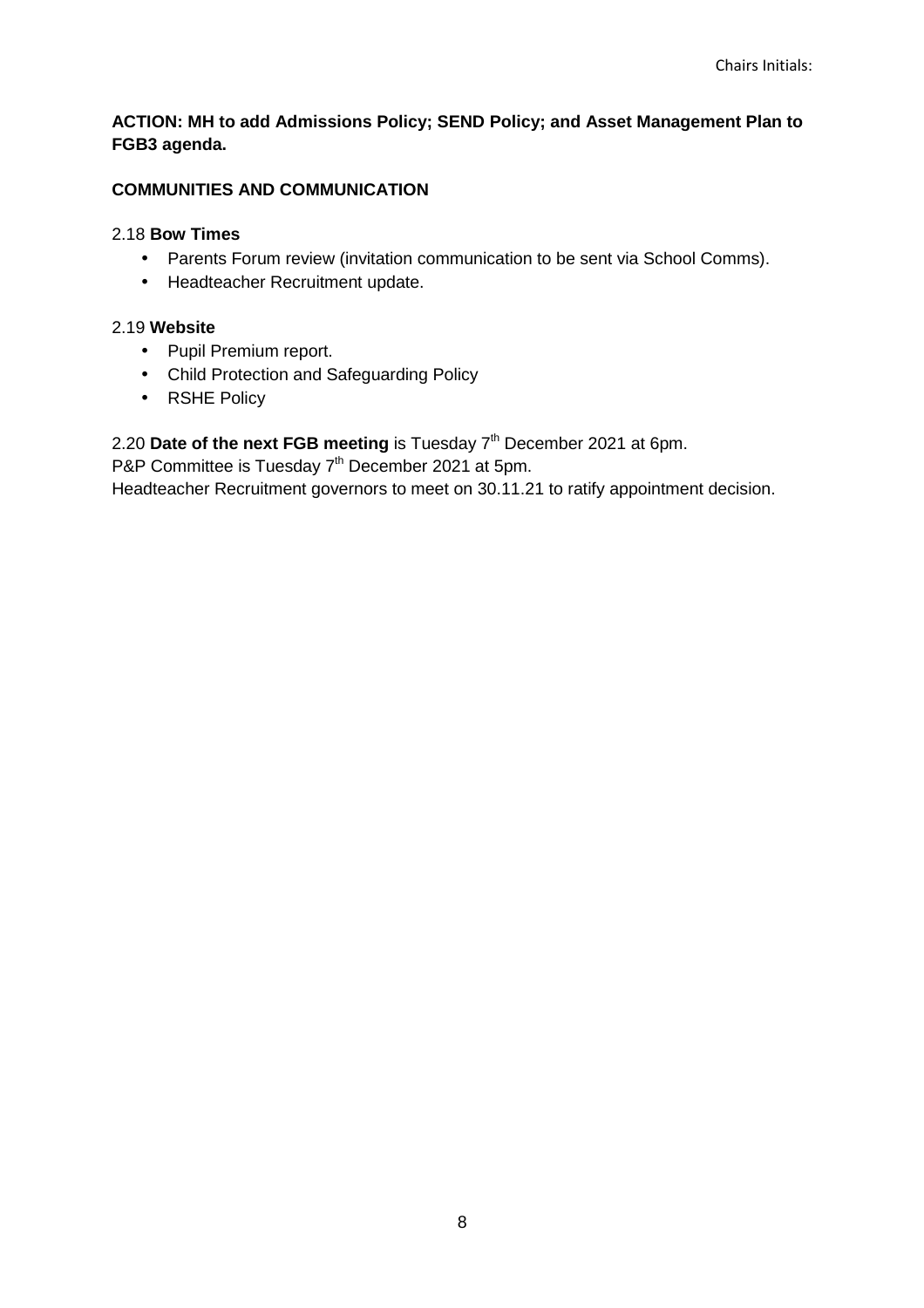**ACTION: MH to add Admissions Policy; SEND Policy; and Asset Management Plan to FGB3 agenda.**

**COMMUNITIES AND COMMUNICATION**

2.18 **Bow Times**

- Parents Forum review (invitation communication to be sent via School Comms).
- Headteacher Recruitment update.

2.19 **Website**

- Pupil Premium report.
- Child Protection and Safeguarding Policy
- RSHE Policy

2.20 **Date of the next FGB meeting** is Tuesday 7th December 2021 at 6pm.
P&P Committee is Tuesday 7th December 2021 at 5pm.
Headteacher Recruitment governors to meet on 30.11.21 to ratify appointment decision.